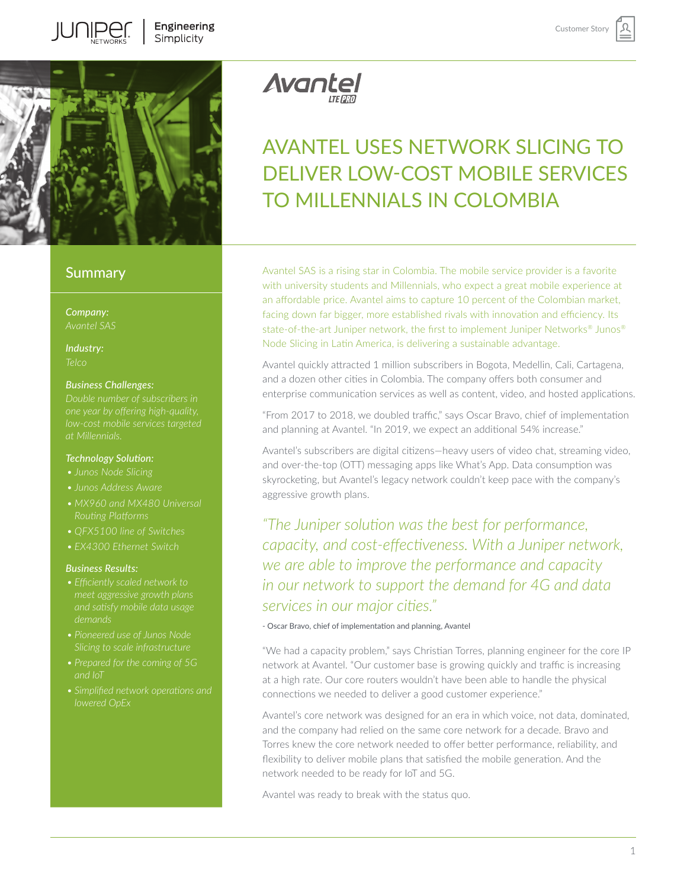# AVANTEL USES NETWORK SLICING TO DELIVER LOW-COST MOBILE SERVICES TO MILLENNIALS IN COLOMBIA

## Summary

***Company:***
*Avantel SAS*

***Industry:***
*Telco*

***Business Challenges:***
*Double number of subscribers in one year by offering high-quality, low-cost mobile services targeted at Millennials.*

***Technology Solution:***
- *Junos Node Slicing*
- *Junos Address Aware*
- *MX960 and MX480 Universal Routing Platforms*
- *QFX5100 line of Switches*
- *EX4300 Ethernet Switch*

***Business Results:***
- *Efficiently scaled network to meet aggressive growth plans and satisfy mobile data usage demands*
- *Pioneered use of Junos Node Slicing to scale infrastructure*
- *Prepared for the coming of 5G and IoT*
- *Simplified network operations and lowered OpEx*

Avantel SAS is a rising star in Colombia. The mobile service provider is a favorite with university students and Millennials, who expect a great mobile experience at an affordable price. Avantel aims to capture 10 percent of the Colombian market, facing down far bigger, more established rivals with innovation and efficiency. Its state-of-the-art Juniper network, the first to implement Juniper Networks® Junos® Node Slicing in Latin America, is delivering a sustainable advantage.

Avantel quickly attracted 1 million subscribers in Bogota, Medellin, Cali, Cartagena, and a dozen other cities in Colombia. The company offers both consumer and enterprise communication services as well as content, video, and hosted applications.

"From 2017 to 2018, we doubled traffic," says Oscar Bravo, chief of implementation and planning at Avantel. "In 2019, we expect an additional 54% increase."

Avantel's subscribers are digital citizens—heavy users of video chat, streaming video, and over-the-top (OTT) messaging apps like What's App. Data consumption was skyrocketing, but Avantel's legacy network couldn't keep pace with the company's aggressive growth plans.

*"The Juniper solution was the best for performance, capacity, and cost-effectiveness. With a Juniper network, we are able to improve the performance and capacity in our network to support the demand for 4G and data services in our major cities."*

- Oscar Bravo, chief of implementation and planning, Avantel

"We had a capacity problem," says Christian Torres, planning engineer for the core IP network at Avantel. "Our customer base is growing quickly and traffic is increasing at a high rate. Our core routers wouldn't have been able to handle the physical connections we needed to deliver a good customer experience."

Avantel's core network was designed for an era in which voice, not data, dominated, and the company had relied on the same core network for a decade. Bravo and Torres knew the core network needed to offer better performance, reliability, and flexibility to deliver mobile plans that satisfied the mobile generation. And the network needed to be ready for IoT and 5G.

Avantel was ready to break with the status quo.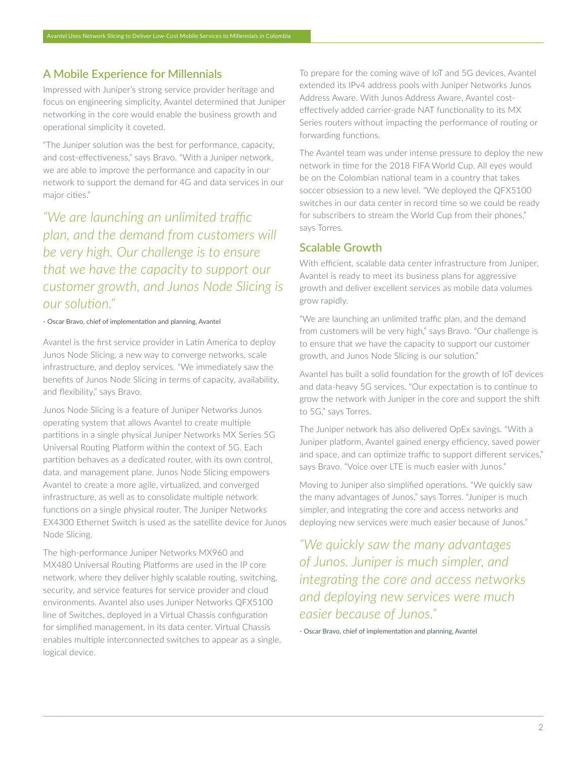## A Mobile Experience for Millennials

Impressed with Juniper's strong service provider heritage and focus on engineering simplicity, Avantel determined that Juniper networking in the core would enable the business growth and operational simplicity it coveted.

"The Juniper solution was the best for performance, capacity, and cost-effectiveness," says Bravo. "With a Juniper network, we are able to improve the performance and capacity in our network to support the demand for 4G and data services in our major cities."

> *"We are launching an unlimited traffic plan, and the demand from customers will be very high. Our challenge is to ensure that we have the capacity to support our customer growth, and Junos Node Slicing is our solution."*
>
> \- Oscar Bravo, chief of implementation and planning, Avantel

Avantel is the first service provider in Latin America to deploy Junos Node Slicing, a new way to converge networks, scale infrastructure, and deploy services. "We immediately saw the benefits of Junos Node Slicing in terms of capacity, availability, and flexibility," says Bravo.

Junos Node Slicing is a feature of Juniper Networks Junos operating system that allows Avantel to create multiple partitions in a single physical Juniper Networks MX Series 5G Universal Routing Platform within the context of 5G. Each partition behaves as a dedicated router, with its own control, data, and management plane. Junos Node Slicing empowers Avantel to create a more agile, virtualized, and converged infrastructure, as well as to consolidate multiple network functions on a single physical router. The Juniper Networks EX4300 Ethernet Switch is used as the satellite device for Junos Node Slicing.

The high-performance Juniper Networks MX960 and MX480 Universal Routing Platforms are used in the IP core network, where they deliver highly scalable routing, switching, security, and service features for service provider and cloud environments. Avantel also uses Juniper Networks QFX5100 line of Switches, deployed in a Virtual Chassis configuration for simplified management, in its data center. Virtual Chassis enables multiple interconnected switches to appear as a single, logical device.

To prepare for the coming wave of IoT and 5G devices, Avantel extended its IPv4 address pools with Juniper Networks Junos Address Aware. With Junos Address Aware, Avantel cost-effectively added carrier-grade NAT functionality to its MX Series routers without impacting the performance of routing or forwarding functions.

The Avantel team was under intense pressure to deploy the new network in time for the 2018 FIFA World Cup. All eyes would be on the Colombian national team in a country that takes soccer obsession to a new level. "We deployed the QFX5100 switches in our data center in record time so we could be ready for subscribers to stream the World Cup from their phones," says Torres.

## Scalable Growth

With efficient, scalable data center infrastructure from Juniper, Avantel is ready to meet its business plans for aggressive growth and deliver excellent services as mobile data volumes grow rapidly.

"We are launching an unlimited traffic plan, and the demand from customers will be very high," says Bravo. "Our challenge is to ensure that we have the capacity to support our customer growth, and Junos Node Slicing is our solution."

Avantel has built a solid foundation for the growth of IoT devices and data-heavy 5G services. "Our expectation is to continue to grow the network with Juniper in the core and support the shift to 5G," says Torres.

The Juniper network has also delivered OpEx savings. "With a Juniper platform, Avantel gained energy efficiency, saved power and space, and can optimize traffic to support different services," says Bravo. "Voice over LTE is much easier with Junos."

Moving to Juniper also simplified operations. "We quickly saw the many advantages of Junos," says Torres. "Juniper is much simpler, and integrating the core and access networks and deploying new services were much easier because of Junos."

> *"We quickly saw the many advantages of Junos. Juniper is much simpler, and integrating the core and access networks and deploying new services were much easier because of Junos."*
>
> \- Oscar Bravo, chief of implementation and planning, Avantel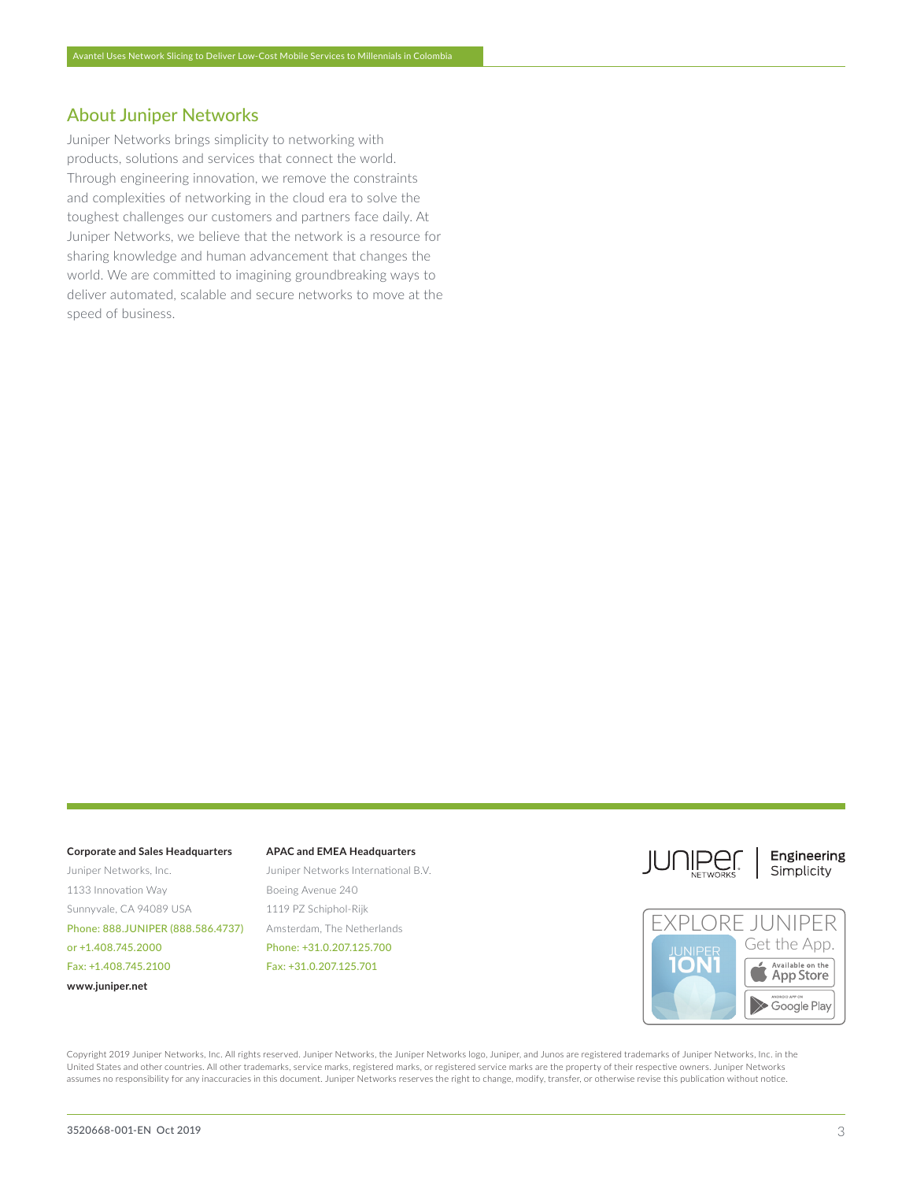## About Juniper Networks

Juniper Networks brings simplicity to networking with products, solutions and services that connect the world. Through engineering innovation, we remove the constraints and complexities of networking in the cloud era to solve the toughest challenges our customers and partners face daily. At Juniper Networks, we believe that the network is a resource for sharing knowledge and human advancement that changes the world. We are committed to imagining groundbreaking ways to deliver automated, scalable and secure networks to move at the speed of business.

**Corporate and Sales Headquarters**
Juniper Networks, Inc.
1133 Innovation Way
Sunnyvale, CA 94089 USA
Phone: 888.JUNIPER (888.586.4737)
or +1.408.745.2000
Fax: +1.408.745.2100
**www.juniper.net**

**APAC and EMEA Headquarters**
Juniper Networks International B.V.
Boeing Avenue 240
1119 PZ Schiphol-Rijk
Amsterdam, The Netherlands
Phone: +31.0.207.125.700
Fax: +31.0.207.125.701

Juniper Networks | Engineering Simplicity

EXPLORE JUNIPER
Get the App.
JUNIPER 1ON1
Available on the App Store
Android App on Google Play

Copyright 2019 Juniper Networks, Inc. All rights reserved. Juniper Networks, the Juniper Networks logo, Juniper, and Junos are registered trademarks of Juniper Networks, Inc. in the United States and other countries. All other trademarks, service marks, registered marks, or registered service marks are the property of their respective owners. Juniper Networks assumes no responsibility for any inaccuracies in this document. Juniper Networks reserves the right to change, modify, transfer, or otherwise revise this publication without notice.

3520668-001-EN Oct 2019